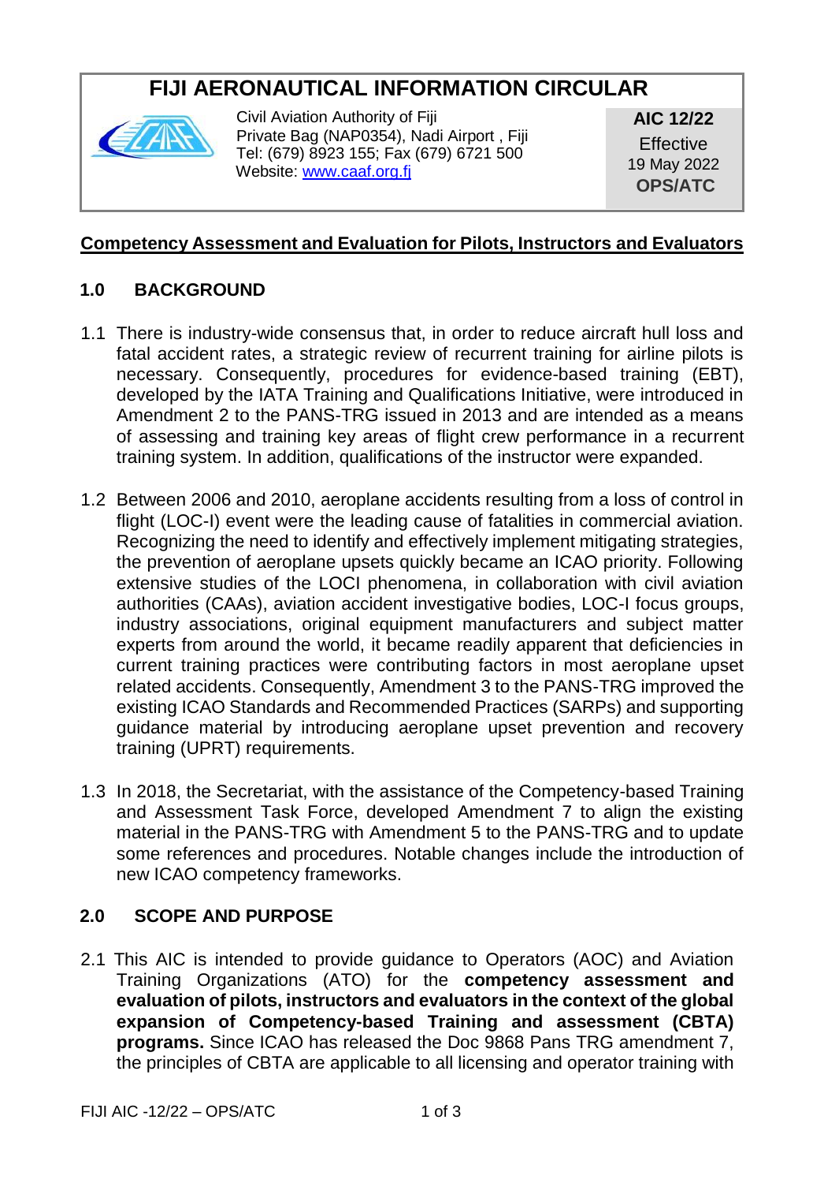# FIJI AERONAUTICAL INFORMATION CIRCULAR

Civil Aviation Authority of Fiji
Private Bag (NAP0354), Nadi Airport , Fiji
Tel: (679) 8923 155; Fax (679) 6721 500
Website: www.caaf.org.fj

**AIC 12/22**
Effective
19 May 2022
**OPS/ATC**

## Competency Assessment and Evaluation for Pilots, Instructors and Evaluators

## 1.0 BACKGROUND

1.1 There is industry-wide consensus that, in order to reduce aircraft hull loss and fatal accident rates, a strategic review of recurrent training for airline pilots is necessary. Consequently, procedures for evidence-based training (EBT), developed by the IATA Training and Qualifications Initiative, were introduced in Amendment 2 to the PANS-TRG issued in 2013 and are intended as a means of assessing and training key areas of flight crew performance in a recurrent training system. In addition, qualifications of the instructor were expanded.

1.2 Between 2006 and 2010, aeroplane accidents resulting from a loss of control in flight (LOC-I) event were the leading cause of fatalities in commercial aviation. Recognizing the need to identify and effectively implement mitigating strategies, the prevention of aeroplane upsets quickly became an ICAO priority. Following extensive studies of the LOCI phenomena, in collaboration with civil aviation authorities (CAAs), aviation accident investigative bodies, LOC-I focus groups, industry associations, original equipment manufacturers and subject matter experts from around the world, it became readily apparent that deficiencies in current training practices were contributing factors in most aeroplane upset related accidents. Consequently, Amendment 3 to the PANS-TRG improved the existing ICAO Standards and Recommended Practices (SARPs) and supporting guidance material by introducing aeroplane upset prevention and recovery training (UPRT) requirements.

1.3 In 2018, the Secretariat, with the assistance of the Competency-based Training and Assessment Task Force, developed Amendment 7 to align the existing material in the PANS-TRG with Amendment 5 to the PANS-TRG and to update some references and procedures. Notable changes include the introduction of new ICAO competency frameworks.

## 2.0 SCOPE AND PURPOSE

2.1 This AIC is intended to provide guidance to Operators (AOC) and Aviation Training Organizations (ATO) for the **competency assessment and evaluation of pilots, instructors and evaluators in the context of the global expansion of Competency-based Training and assessment (CBTA) programs.** Since ICAO has released the Doc 9868 Pans TRG amendment 7, the principles of CBTA are applicable to all licensing and operator training with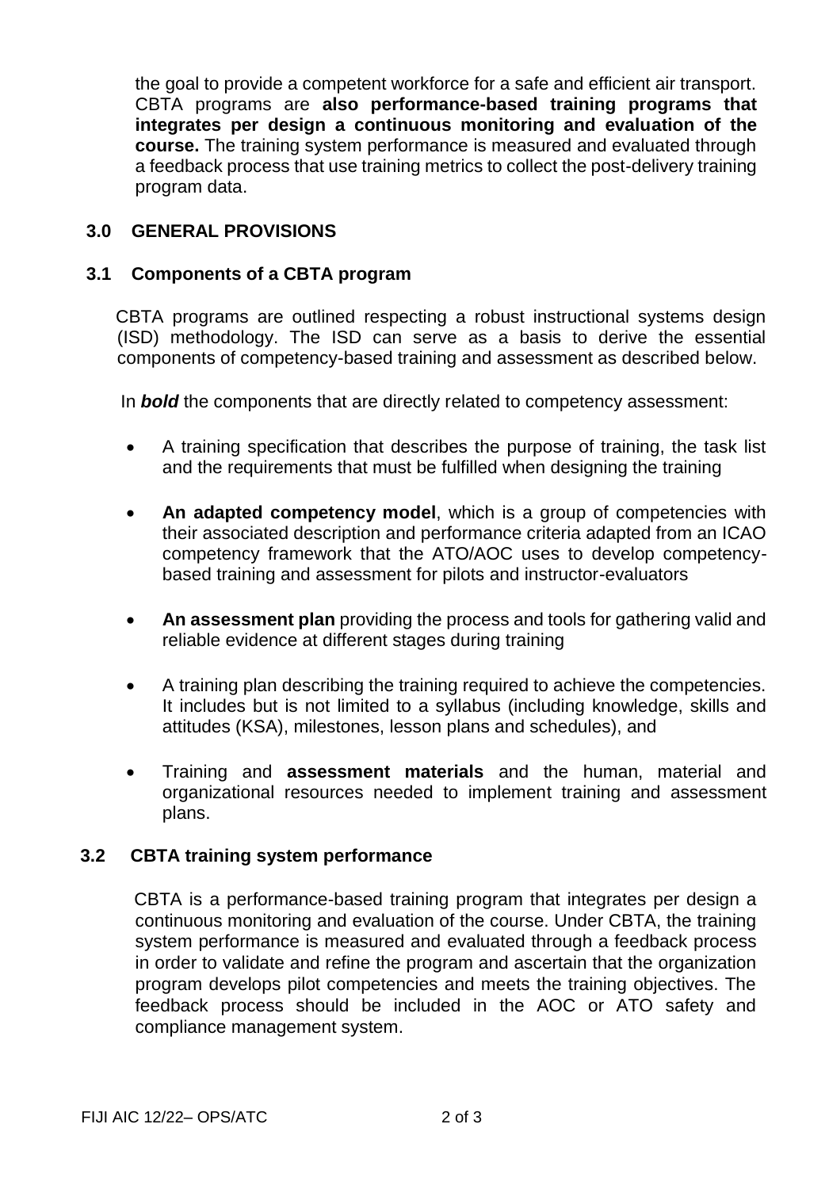the goal to provide a competent workforce for a safe and efficient air transport. CBTA programs are **also performance-based training programs that integrates per design a continuous monitoring and evaluation of the course.** The training system performance is measured and evaluated through a feedback process that use training metrics to collect the post-delivery training program data.

## 3.0 GENERAL PROVISIONS

### 3.1 Components of a CBTA program

CBTA programs are outlined respecting a robust instructional systems design (ISD) methodology. The ISD can serve as a basis to derive the essential components of competency-based training and assessment as described below.

In ***bold*** the components that are directly related to competency assessment:

- A training specification that describes the purpose of training, the task list and the requirements that must be fulfilled when designing the training
- **An adapted competency model**, which is a group of competencies with their associated description and performance criteria adapted from an ICAO competency framework that the ATO/AOC uses to develop competency-based training and assessment for pilots and instructor-evaluators
- **An assessment plan** providing the process and tools for gathering valid and reliable evidence at different stages during training
- A training plan describing the training required to achieve the competencies. It includes but is not limited to a syllabus (including knowledge, skills and attitudes (KSA), milestones, lesson plans and schedules), and
- Training and **assessment materials** and the human, material and organizational resources needed to implement training and assessment plans.

### 3.2 CBTA training system performance

CBTA is a performance-based training program that integrates per design a continuous monitoring and evaluation of the course. Under CBTA, the training system performance is measured and evaluated through a feedback process in order to validate and refine the program and ascertain that the organization program develops pilot competencies and meets the training objectives. The feedback process should be included in the AOC or ATO safety and compliance management system.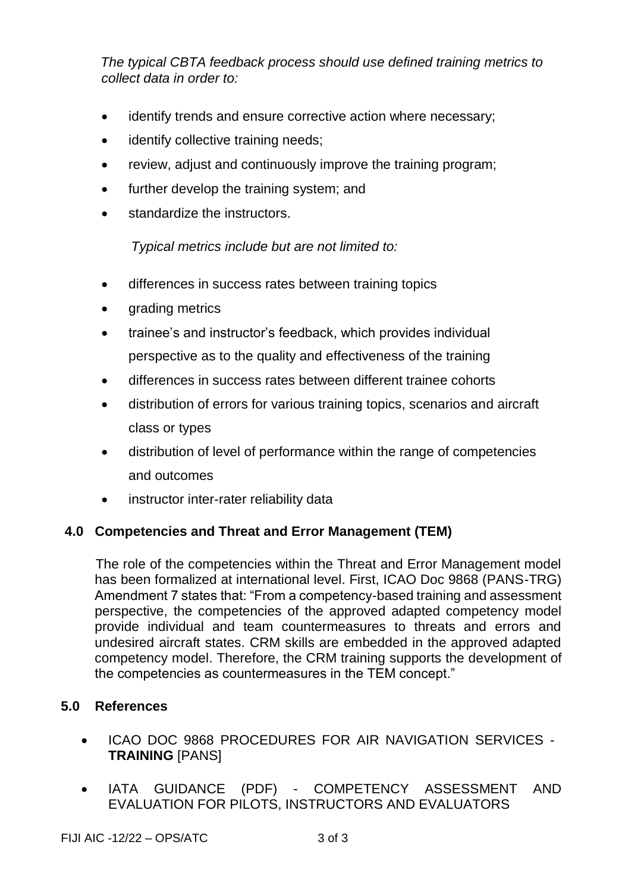*The typical CBTA feedback process should use defined training metrics to collect data in order to:*

- identify trends and ensure corrective action where necessary;
- identify collective training needs;
- review, adjust and continuously improve the training program;
- further develop the training system; and
- standardize the instructors.

*Typical metrics include but are not limited to:*

- differences in success rates between training topics
- grading metrics
- trainee's and instructor's feedback, which provides individual perspective as to the quality and effectiveness of the training
- differences in success rates between different trainee cohorts
- distribution of errors for various training topics, scenarios and aircraft class or types
- distribution of level of performance within the range of competencies and outcomes
- instructor inter-rater reliability data

## 4.0 Competencies and Threat and Error Management (TEM)

The role of the competencies within the Threat and Error Management model has been formalized at international level. First, ICAO Doc 9868 (PANS-TRG) Amendment 7 states that: "From a competency-based training and assessment perspective, the competencies of the approved adapted competency model provide individual and team countermeasures to threats and errors and undesired aircraft states. CRM skills are embedded in the approved adapted competency model. Therefore, the CRM training supports the development of the competencies as countermeasures in the TEM concept."

## 5.0 References

- ICAO DOC 9868 PROCEDURES FOR AIR NAVIGATION SERVICES - **TRAINING** [PANS]
- IATA GUIDANCE (PDF) - COMPETENCY ASSESSMENT AND EVALUATION FOR PILOTS, INSTRUCTORS AND EVALUATORS